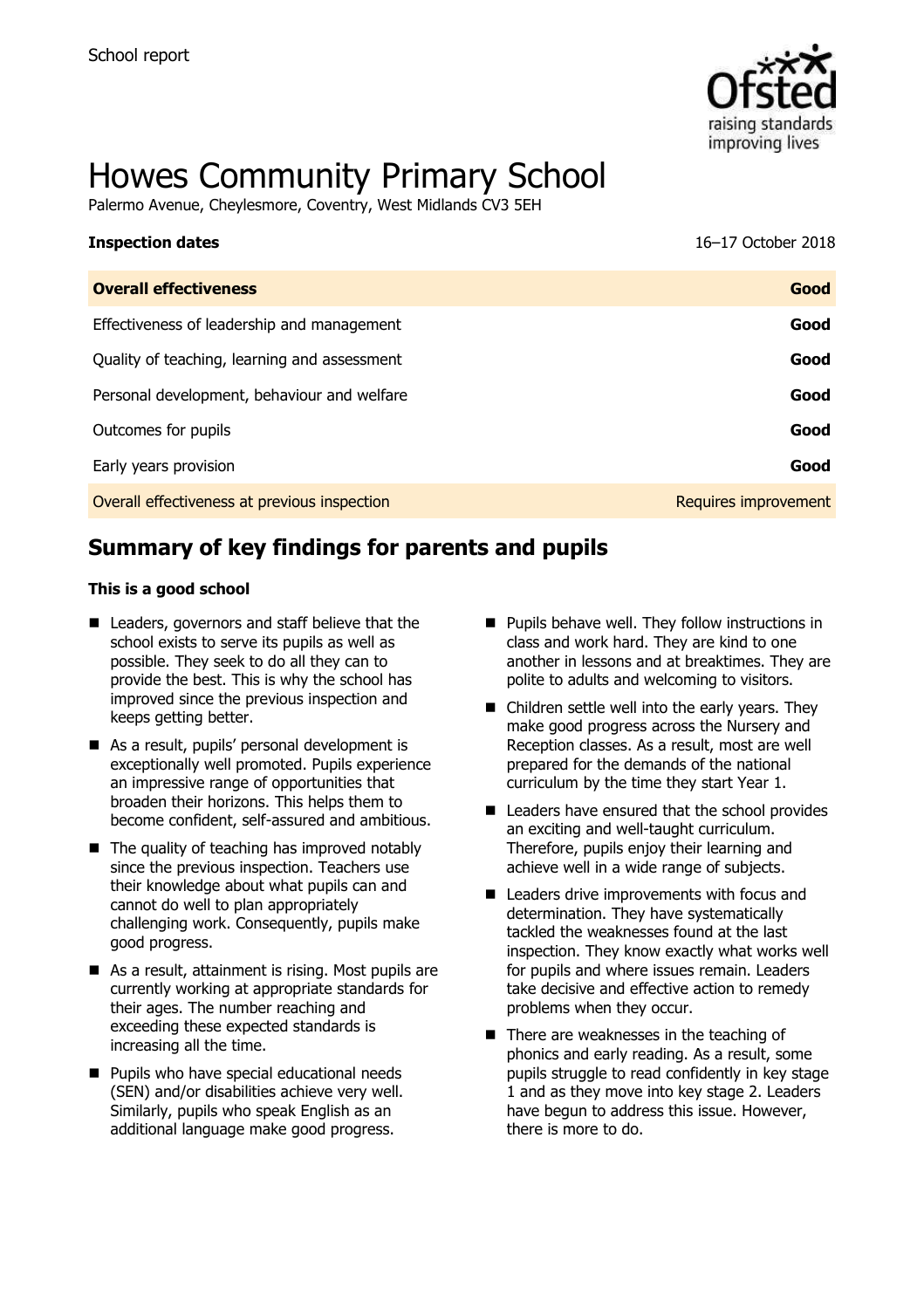School report

# Howes Community Primary School

Palermo Avenue, Cheylesmore, Coventry, West Midlands CV3 5EH

**Inspection dates** 16–17 October 2018

| Overall effectiveness | Good |
| --- | --- |
| Effectiveness of leadership and management | Good |
| Quality of teaching, learning and assessment | Good |
| Personal development, behaviour and welfare | Good |
| Outcomes for pupils | Good |
| Early years provision | Good |
| Overall effectiveness at previous inspection | Requires improvement |

## Summary of key findings for parents and pupils

**This is a good school**

- Leaders, governors and staff believe that the school exists to serve its pupils as well as possible. They seek to do all they can to provide the best. This is why the school has improved since the previous inspection and keeps getting better.
- As a result, pupils' personal development is exceptionally well promoted. Pupils experience an impressive range of opportunities that broaden their horizons. This helps them to become confident, self-assured and ambitious.
- The quality of teaching has improved notably since the previous inspection. Teachers use their knowledge about what pupils can and cannot do well to plan appropriately challenging work. Consequently, pupils make good progress.
- As a result, attainment is rising. Most pupils are currently working at appropriate standards for their ages. The number reaching and exceeding these expected standards is increasing all the time.
- Pupils who have special educational needs (SEN) and/or disabilities achieve very well. Similarly, pupils who speak English as an additional language make good progress.
- Pupils behave well. They follow instructions in class and work hard. They are kind to one another in lessons and at breaktimes. They are polite to adults and welcoming to visitors.
- Children settle well into the early years. They make good progress across the Nursery and Reception classes. As a result, most are well prepared for the demands of the national curriculum by the time they start Year 1.
- Leaders have ensured that the school provides an exciting and well-taught curriculum. Therefore, pupils enjoy their learning and achieve well in a wide range of subjects.
- Leaders drive improvements with focus and determination. They have systematically tackled the weaknesses found at the last inspection. They know exactly what works well for pupils and where issues remain. Leaders take decisive and effective action to remedy problems when they occur.
- There are weaknesses in the teaching of phonics and early reading. As a result, some pupils struggle to read confidently in key stage 1 and as they move into key stage 2. Leaders have begun to address this issue. However, there is more to do.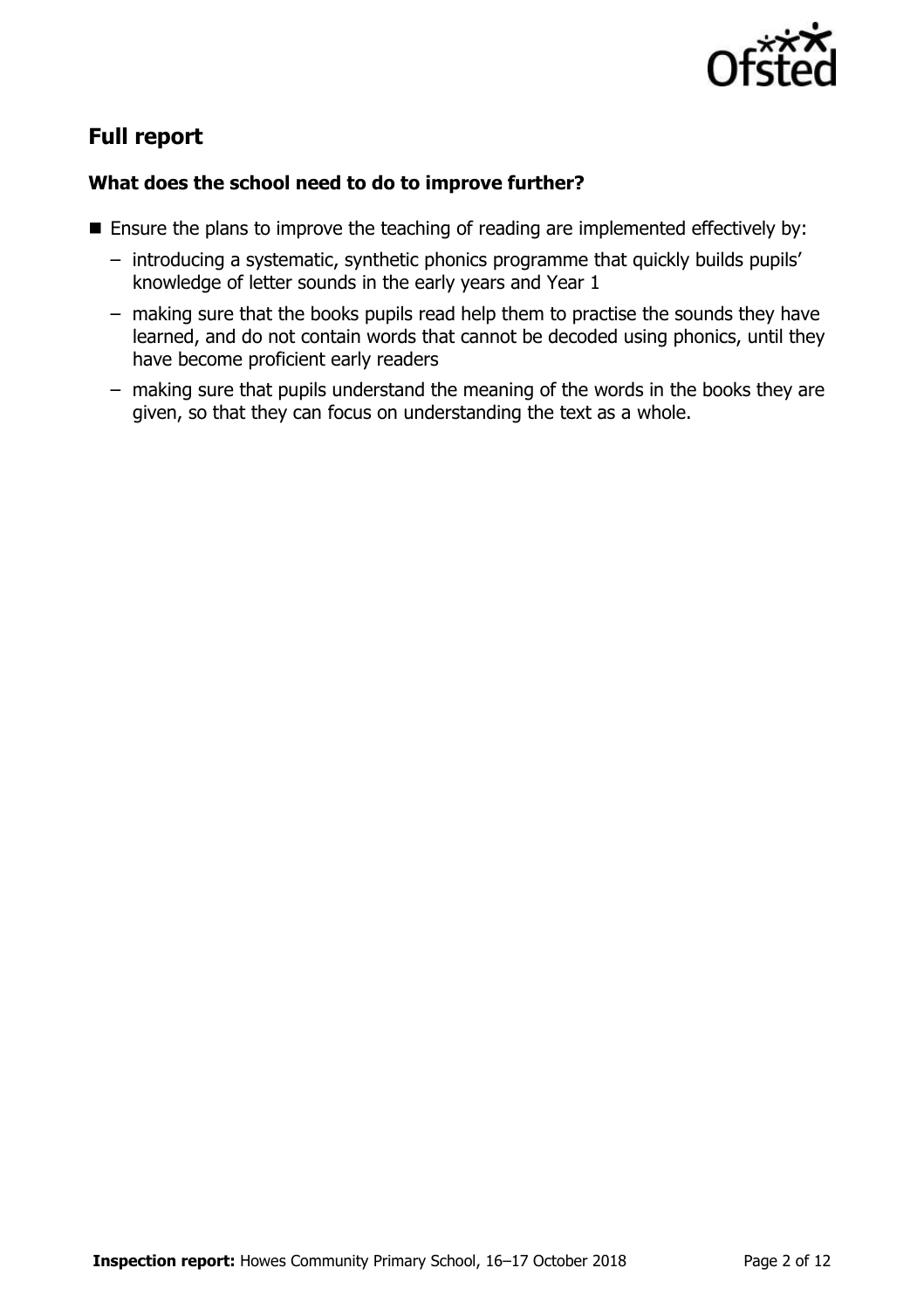## Full report

### What does the school need to do to improve further?

- Ensure the plans to improve the teaching of reading are implemented effectively by:
  - introducing a systematic, synthetic phonics programme that quickly builds pupils' knowledge of letter sounds in the early years and Year 1
  - making sure that the books pupils read help them to practise the sounds they have learned, and do not contain words that cannot be decoded using phonics, until they have become proficient early readers
  - making sure that pupils understand the meaning of the words in the books they are given, so that they can focus on understanding the text as a whole.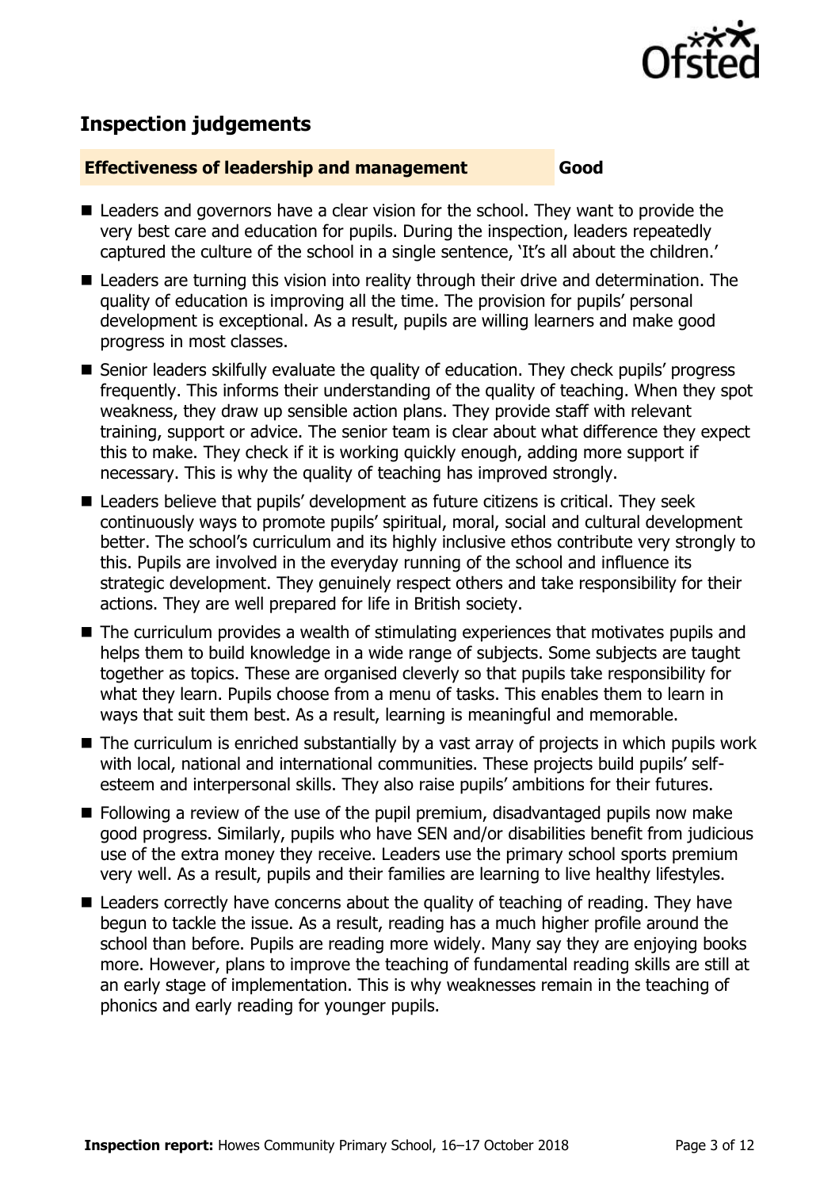## Inspection judgements

**Effectiveness of leadership and management** **Good**

- Leaders and governors have a clear vision for the school. They want to provide the very best care and education for pupils. During the inspection, leaders repeatedly captured the culture of the school in a single sentence, 'It's all about the children.'
- Leaders are turning this vision into reality through their drive and determination. The quality of education is improving all the time. The provision for pupils' personal development is exceptional. As a result, pupils are willing learners and make good progress in most classes.
- Senior leaders skilfully evaluate the quality of education. They check pupils' progress frequently. This informs their understanding of the quality of teaching. When they spot weakness, they draw up sensible action plans. They provide staff with relevant training, support or advice. The senior team is clear about what difference they expect this to make. They check if it is working quickly enough, adding more support if necessary. This is why the quality of teaching has improved strongly.
- Leaders believe that pupils' development as future citizens is critical. They seek continuously ways to promote pupils' spiritual, moral, social and cultural development better. The school's curriculum and its highly inclusive ethos contribute very strongly to this. Pupils are involved in the everyday running of the school and influence its strategic development. They genuinely respect others and take responsibility for their actions. They are well prepared for life in British society.
- The curriculum provides a wealth of stimulating experiences that motivates pupils and helps them to build knowledge in a wide range of subjects. Some subjects are taught together as topics. These are organised cleverly so that pupils take responsibility for what they learn. Pupils choose from a menu of tasks. This enables them to learn in ways that suit them best. As a result, learning is meaningful and memorable.
- The curriculum is enriched substantially by a vast array of projects in which pupils work with local, national and international communities. These projects build pupils' self-esteem and interpersonal skills. They also raise pupils' ambitions for their futures.
- Following a review of the use of the pupil premium, disadvantaged pupils now make good progress. Similarly, pupils who have SEN and/or disabilities benefit from judicious use of the extra money they receive. Leaders use the primary school sports premium very well. As a result, pupils and their families are learning to live healthy lifestyles.
- Leaders correctly have concerns about the quality of teaching of reading. They have begun to tackle the issue. As a result, reading has a much higher profile around the school than before. Pupils are reading more widely. Many say they are enjoying books more. However, plans to improve the teaching of fundamental reading skills are still at an early stage of implementation. This is why weaknesses remain in the teaching of phonics and early reading for younger pupils.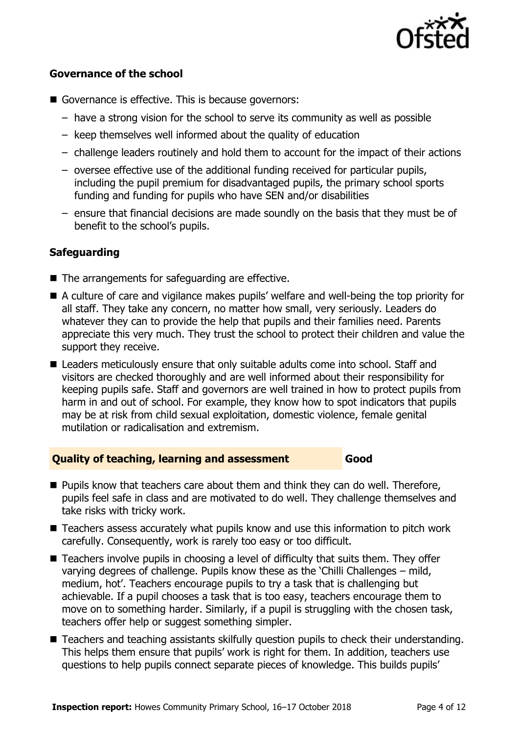### Governance of the school

- Governance is effective. This is because governors:
  - have a strong vision for the school to serve its community as well as possible
  - keep themselves well informed about the quality of education
  - challenge leaders routinely and hold them to account for the impact of their actions
  - oversee effective use of the additional funding received for particular pupils, including the pupil premium for disadvantaged pupils, the primary school sports funding and funding for pupils who have SEN and/or disabilities
  - ensure that financial decisions are made soundly on the basis that they must be of benefit to the school's pupils.

### Safeguarding

- The arrangements for safeguarding are effective.
- A culture of care and vigilance makes pupils' welfare and well-being the top priority for all staff. They take any concern, no matter how small, very seriously. Leaders do whatever they can to provide the help that pupils and their families need. Parents appreciate this very much. They trust the school to protect their children and value the support they receive.
- Leaders meticulously ensure that only suitable adults come into school. Staff and visitors are checked thoroughly and are well informed about their responsibility for keeping pupils safe. Staff and governors are well trained in how to protect pupils from harm in and out of school. For example, they know how to spot indicators that pupils may be at risk from child sexual exploitation, domestic violence, female genital mutilation or radicalisation and extremism.

## Quality of teaching, learning and assessment — Good

- Pupils know that teachers care about them and think they can do well. Therefore, pupils feel safe in class and are motivated to do well. They challenge themselves and take risks with tricky work.
- Teachers assess accurately what pupils know and use this information to pitch work carefully. Consequently, work is rarely too easy or too difficult.
- Teachers involve pupils in choosing a level of difficulty that suits them. They offer varying degrees of challenge. Pupils know these as the 'Chilli Challenges – mild, medium, hot'. Teachers encourage pupils to try a task that is challenging but achievable. If a pupil chooses a task that is too easy, teachers encourage them to move on to something harder. Similarly, if a pupil is struggling with the chosen task, teachers offer help or suggest something simpler.
- Teachers and teaching assistants skilfully question pupils to check their understanding. This helps them ensure that pupils' work is right for them. In addition, teachers use questions to help pupils connect separate pieces of knowledge. This builds pupils'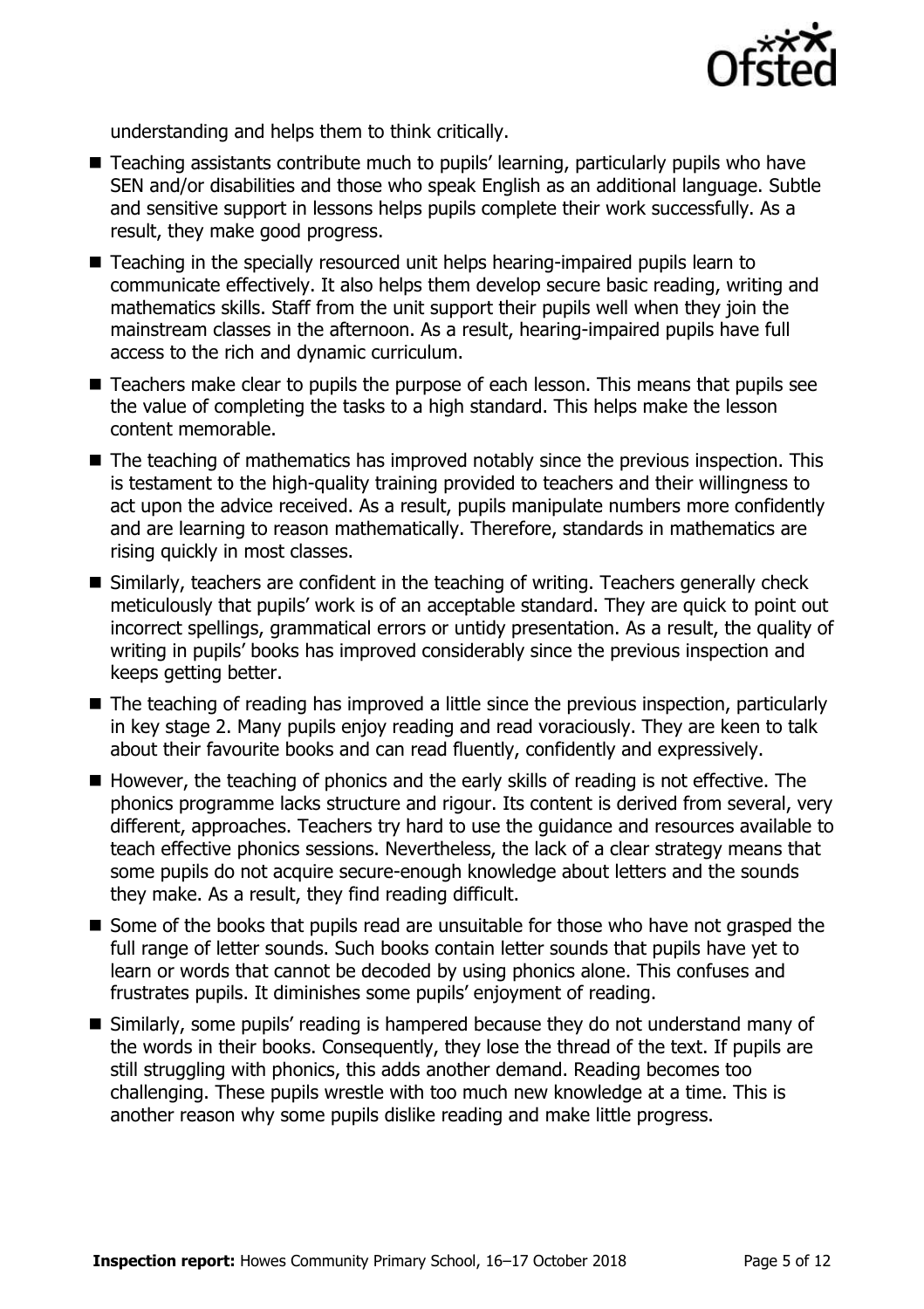understanding and helps them to think critically.

- Teaching assistants contribute much to pupils' learning, particularly pupils who have SEN and/or disabilities and those who speak English as an additional language. Subtle and sensitive support in lessons helps pupils complete their work successfully. As a result, they make good progress.
- Teaching in the specially resourced unit helps hearing-impaired pupils learn to communicate effectively. It also helps them develop secure basic reading, writing and mathematics skills. Staff from the unit support their pupils well when they join the mainstream classes in the afternoon. As a result, hearing-impaired pupils have full access to the rich and dynamic curriculum.
- Teachers make clear to pupils the purpose of each lesson. This means that pupils see the value of completing the tasks to a high standard. This helps make the lesson content memorable.
- The teaching of mathematics has improved notably since the previous inspection. This is testament to the high-quality training provided to teachers and their willingness to act upon the advice received. As a result, pupils manipulate numbers more confidently and are learning to reason mathematically. Therefore, standards in mathematics are rising quickly in most classes.
- Similarly, teachers are confident in the teaching of writing. Teachers generally check meticulously that pupils' work is of an acceptable standard. They are quick to point out incorrect spellings, grammatical errors or untidy presentation. As a result, the quality of writing in pupils' books has improved considerably since the previous inspection and keeps getting better.
- The teaching of reading has improved a little since the previous inspection, particularly in key stage 2. Many pupils enjoy reading and read voraciously. They are keen to talk about their favourite books and can read fluently, confidently and expressively.
- However, the teaching of phonics and the early skills of reading is not effective. The phonics programme lacks structure and rigour. Its content is derived from several, very different, approaches. Teachers try hard to use the guidance and resources available to teach effective phonics sessions. Nevertheless, the lack of a clear strategy means that some pupils do not acquire secure-enough knowledge about letters and the sounds they make. As a result, they find reading difficult.
- Some of the books that pupils read are unsuitable for those who have not grasped the full range of letter sounds. Such books contain letter sounds that pupils have yet to learn or words that cannot be decoded by using phonics alone. This confuses and frustrates pupils. It diminishes some pupils' enjoyment of reading.
- Similarly, some pupils' reading is hampered because they do not understand many of the words in their books. Consequently, they lose the thread of the text. If pupils are still struggling with phonics, this adds another demand. Reading becomes too challenging. These pupils wrestle with too much new knowledge at a time. This is another reason why some pupils dislike reading and make little progress.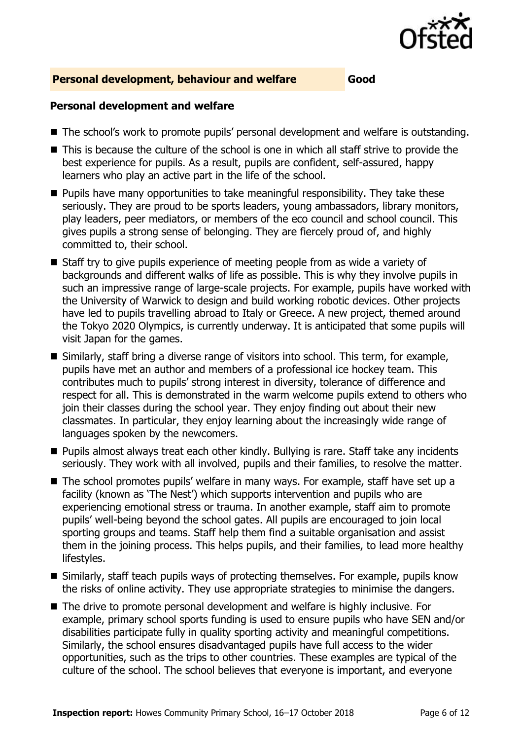## Personal development, behaviour and welfare **Good**

### Personal development and welfare

- The school's work to promote pupils' personal development and welfare is outstanding.
- This is because the culture of the school is one in which all staff strive to provide the best experience for pupils. As a result, pupils are confident, self-assured, happy learners who play an active part in the life of the school.
- Pupils have many opportunities to take meaningful responsibility. They take these seriously. They are proud to be sports leaders, young ambassadors, library monitors, play leaders, peer mediators, or members of the eco council and school council. This gives pupils a strong sense of belonging. They are fiercely proud of, and highly committed to, their school.
- Staff try to give pupils experience of meeting people from as wide a variety of backgrounds and different walks of life as possible. This is why they involve pupils in such an impressive range of large-scale projects. For example, pupils have worked with the University of Warwick to design and build working robotic devices. Other projects have led to pupils travelling abroad to Italy or Greece. A new project, themed around the Tokyo 2020 Olympics, is currently underway. It is anticipated that some pupils will visit Japan for the games.
- Similarly, staff bring a diverse range of visitors into school. This term, for example, pupils have met an author and members of a professional ice hockey team. This contributes much to pupils' strong interest in diversity, tolerance of difference and respect for all. This is demonstrated in the warm welcome pupils extend to others who join their classes during the school year. They enjoy finding out about their new classmates. In particular, they enjoy learning about the increasingly wide range of languages spoken by the newcomers.
- Pupils almost always treat each other kindly. Bullying is rare. Staff take any incidents seriously. They work with all involved, pupils and their families, to resolve the matter.
- The school promotes pupils' welfare in many ways. For example, staff have set up a facility (known as 'The Nest') which supports intervention and pupils who are experiencing emotional stress or trauma. In another example, staff aim to promote pupils' well-being beyond the school gates. All pupils are encouraged to join local sporting groups and teams. Staff help them find a suitable organisation and assist them in the joining process. This helps pupils, and their families, to lead more healthy lifestyles.
- Similarly, staff teach pupils ways of protecting themselves. For example, pupils know the risks of online activity. They use appropriate strategies to minimise the dangers.
- The drive to promote personal development and welfare is highly inclusive. For example, primary school sports funding is used to ensure pupils who have SEN and/or disabilities participate fully in quality sporting activity and meaningful competitions. Similarly, the school ensures disadvantaged pupils have full access to the wider opportunities, such as the trips to other countries. These examples are typical of the culture of the school. The school believes that everyone is important, and everyone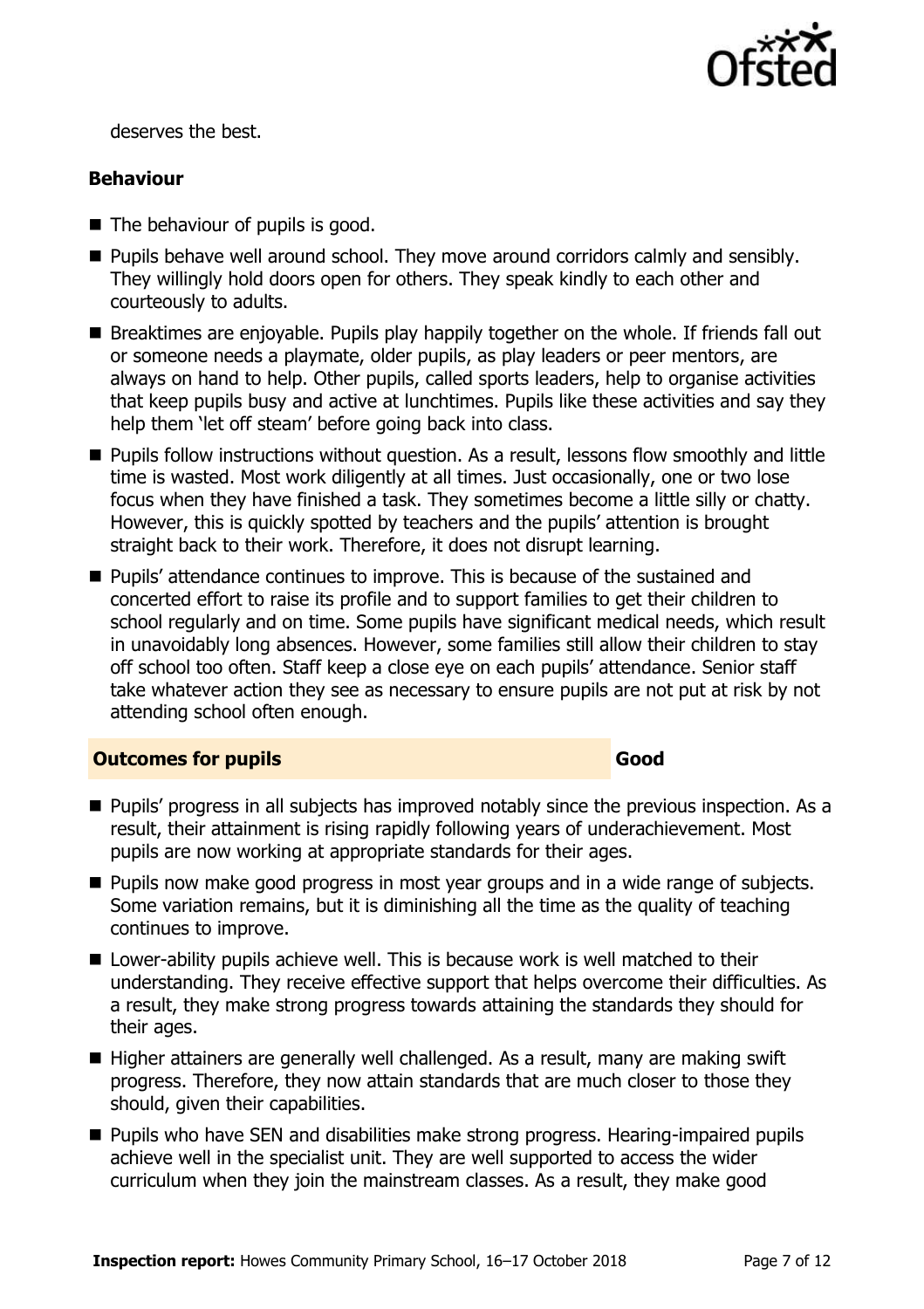deserves the best.

**Behaviour**

- The behaviour of pupils is good.
- Pupils behave well around school. They move around corridors calmly and sensibly. They willingly hold doors open for others. They speak kindly to each other and courteously to adults.
- Breaktimes are enjoyable. Pupils play happily together on the whole. If friends fall out or someone needs a playmate, older pupils, as play leaders or peer mentors, are always on hand to help. Other pupils, called sports leaders, help to organise activities that keep pupils busy and active at lunchtimes. Pupils like these activities and say they help them 'let off steam' before going back into class.
- Pupils follow instructions without question. As a result, lessons flow smoothly and little time is wasted. Most work diligently at all times. Just occasionally, one or two lose focus when they have finished a task. They sometimes become a little silly or chatty. However, this is quickly spotted by teachers and the pupils' attention is brought straight back to their work. Therefore, it does not disrupt learning.
- Pupils' attendance continues to improve. This is because of the sustained and concerted effort to raise its profile and to support families to get their children to school regularly and on time. Some pupils have significant medical needs, which result in unavoidably long absences. However, some families still allow their children to stay off school too often. Staff keep a close eye on each pupils' attendance. Senior staff take whatever action they see as necessary to ensure pupils are not put at risk by not attending school often enough.

**Outcomes for pupils** **Good**

- Pupils' progress in all subjects has improved notably since the previous inspection. As a result, their attainment is rising rapidly following years of underachievement. Most pupils are now working at appropriate standards for their ages.
- Pupils now make good progress in most year groups and in a wide range of subjects. Some variation remains, but it is diminishing all the time as the quality of teaching continues to improve.
- Lower-ability pupils achieve well. This is because work is well matched to their understanding. They receive effective support that helps overcome their difficulties. As a result, they make strong progress towards attaining the standards they should for their ages.
- Higher attainers are generally well challenged. As a result, many are making swift progress. Therefore, they now attain standards that are much closer to those they should, given their capabilities.
- Pupils who have SEN and disabilities make strong progress. Hearing-impaired pupils achieve well in the specialist unit. They are well supported to access the wider curriculum when they join the mainstream classes. As a result, they make good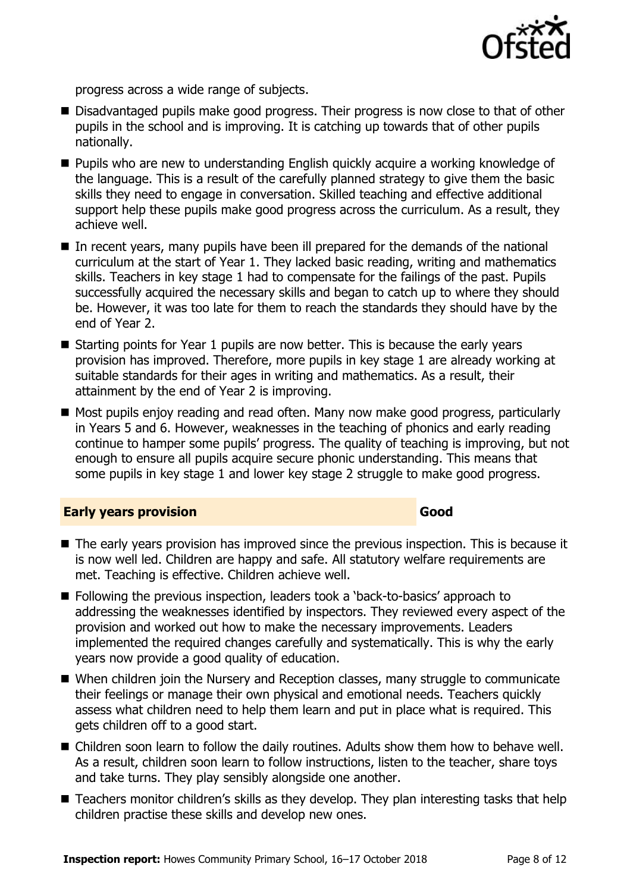progress across a wide range of subjects.

- Disadvantaged pupils make good progress. Their progress is now close to that of other pupils in the school and is improving. It is catching up towards that of other pupils nationally.
- Pupils who are new to understanding English quickly acquire a working knowledge of the language. This is a result of the carefully planned strategy to give them the basic skills they need to engage in conversation. Skilled teaching and effective additional support help these pupils make good progress across the curriculum. As a result, they achieve well.
- In recent years, many pupils have been ill prepared for the demands of the national curriculum at the start of Year 1. They lacked basic reading, writing and mathematics skills. Teachers in key stage 1 had to compensate for the failings of the past. Pupils successfully acquired the necessary skills and began to catch up to where they should be. However, it was too late for them to reach the standards they should have by the end of Year 2.
- Starting points for Year 1 pupils are now better. This is because the early years provision has improved. Therefore, more pupils in key stage 1 are already working at suitable standards for their ages in writing and mathematics. As a result, their attainment by the end of Year 2 is improving.
- Most pupils enjoy reading and read often. Many now make good progress, particularly in Years 5 and 6. However, weaknesses in the teaching of phonics and early reading continue to hamper some pupils' progress. The quality of teaching is improving, but not enough to ensure all pupils acquire secure phonic understanding. This means that some pupils in key stage 1 and lower key stage 2 struggle to make good progress.

## Early years provision — Good

- The early years provision has improved since the previous inspection. This is because it is now well led. Children are happy and safe. All statutory welfare requirements are met. Teaching is effective. Children achieve well.
- Following the previous inspection, leaders took a 'back-to-basics' approach to addressing the weaknesses identified by inspectors. They reviewed every aspect of the provision and worked out how to make the necessary improvements. Leaders implemented the required changes carefully and systematically. This is why the early years now provide a good quality of education.
- When children join the Nursery and Reception classes, many struggle to communicate their feelings or manage their own physical and emotional needs. Teachers quickly assess what children need to help them learn and put in place what is required. This gets children off to a good start.
- Children soon learn to follow the daily routines. Adults show them how to behave well. As a result, children soon learn to follow instructions, listen to the teacher, share toys and take turns. They play sensibly alongside one another.
- Teachers monitor children's skills as they develop. They plan interesting tasks that help children practise these skills and develop new ones.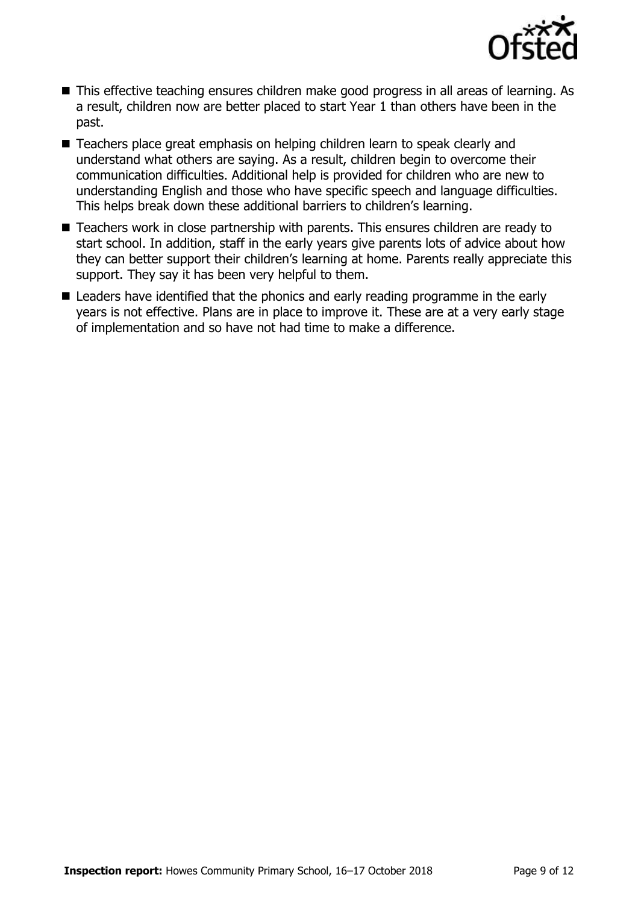- This effective teaching ensures children make good progress in all areas of learning. As a result, children now are better placed to start Year 1 than others have been in the past.
- Teachers place great emphasis on helping children learn to speak clearly and understand what others are saying. As a result, children begin to overcome their communication difficulties. Additional help is provided for children who are new to understanding English and those who have specific speech and language difficulties. This helps break down these additional barriers to children's learning.
- Teachers work in close partnership with parents. This ensures children are ready to start school. In addition, staff in the early years give parents lots of advice about how they can better support their children's learning at home. Parents really appreciate this support. They say it has been very helpful to them.
- Leaders have identified that the phonics and early reading programme in the early years is not effective. Plans are in place to improve it. These are at a very early stage of implementation and so have not had time to make a difference.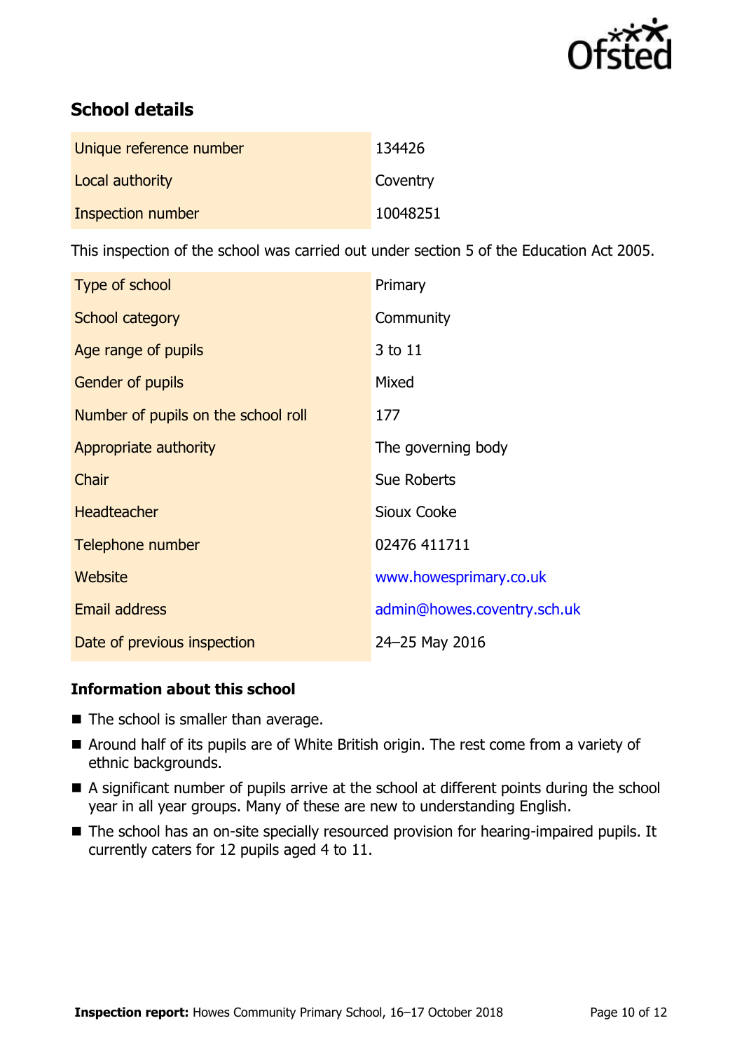## School details

| | |
|---|---|
| Unique reference number | 134426 |
| Local authority | Coventry |
| Inspection number | 10048251 |

This inspection of the school was carried out under section 5 of the Education Act 2005.

| | |
|---|---|
| Type of school | Primary |
| School category | Community |
| Age range of pupils | 3 to 11 |
| Gender of pupils | Mixed |
| Number of pupils on the school roll | 177 |
| Appropriate authority | The governing body |
| Chair | Sue Roberts |
| Headteacher | Sioux Cooke |
| Telephone number | 02476 411711 |
| Website | www.howesprimary.co.uk |
| Email address | admin@howes.coventry.sch.uk |
| Date of previous inspection | 24–25 May 2016 |

### Information about this school

- The school is smaller than average.
- Around half of its pupils are of White British origin. The rest come from a variety of ethnic backgrounds.
- A significant number of pupils arrive at the school at different points during the school year in all year groups. Many of these are new to understanding English.
- The school has an on-site specially resourced provision for hearing-impaired pupils. It currently caters for 12 pupils aged 4 to 11.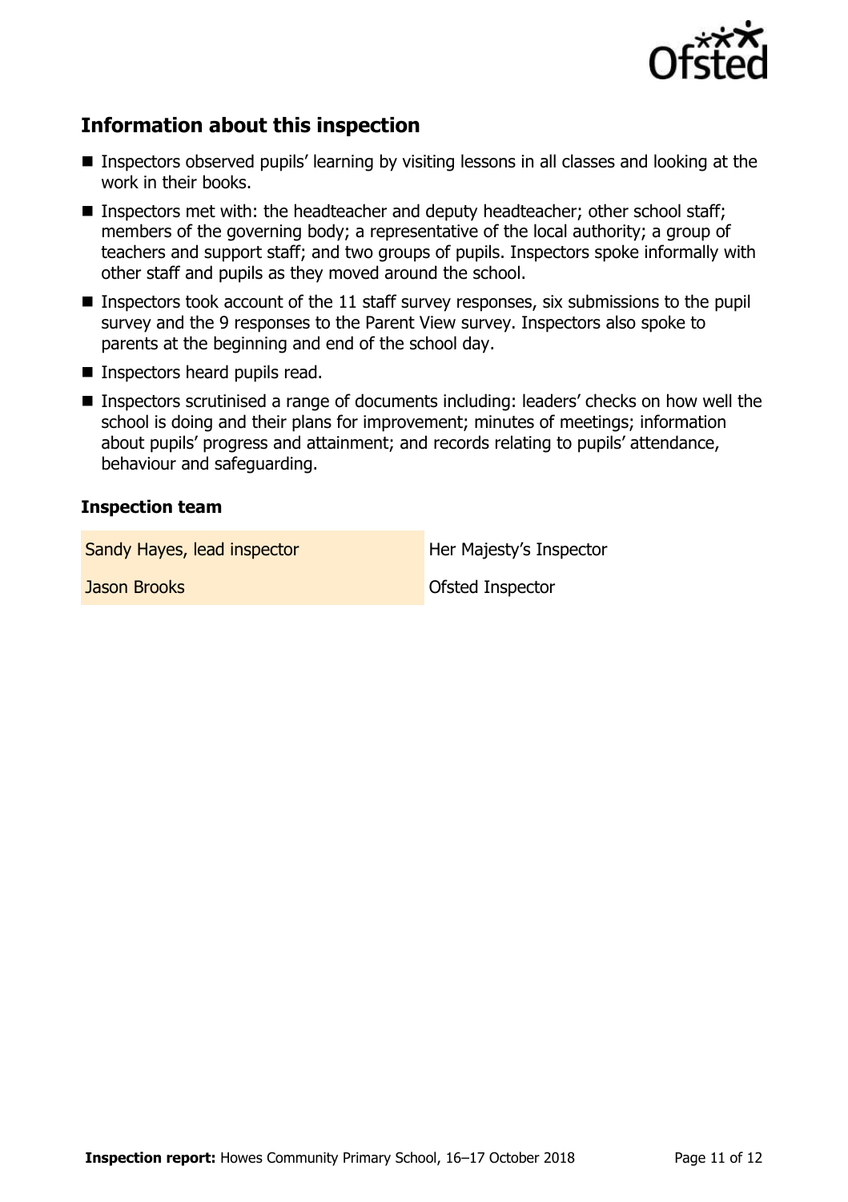## Information about this inspection

- Inspectors observed pupils' learning by visiting lessons in all classes and looking at the work in their books.
- Inspectors met with: the headteacher and deputy headteacher; other school staff; members of the governing body; a representative of the local authority; a group of teachers and support staff; and two groups of pupils. Inspectors spoke informally with other staff and pupils as they moved around the school.
- Inspectors took account of the 11 staff survey responses, six submissions to the pupil survey and the 9 responses to the Parent View survey. Inspectors also spoke to parents at the beginning and end of the school day.
- Inspectors heard pupils read.
- Inspectors scrutinised a range of documents including: leaders' checks on how well the school is doing and their plans for improvement; minutes of meetings; information about pupils' progress and attainment; and records relating to pupils' attendance, behaviour and safeguarding.

### Inspection team

| | |
|---|---|
| Sandy Hayes, lead inspector | Her Majesty's Inspector |
| Jason Brooks | Ofsted Inspector |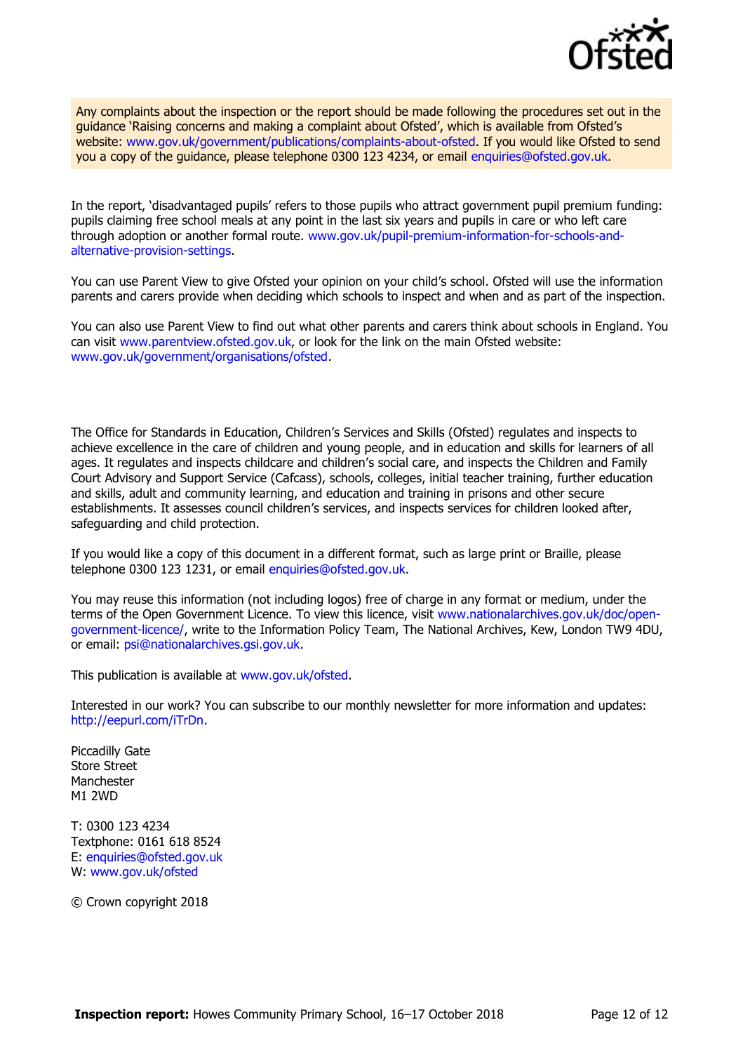Any complaints about the inspection or the report should be made following the procedures set out in the guidance 'Raising concerns and making a complaint about Ofsted', which is available from Ofsted's website: www.gov.uk/government/publications/complaints-about-ofsted. If you would like Ofsted to send you a copy of the guidance, please telephone 0300 123 4234, or email enquiries@ofsted.gov.uk.

In the report, 'disadvantaged pupils' refers to those pupils who attract government pupil premium funding: pupils claiming free school meals at any point in the last six years and pupils in care or who left care through adoption or another formal route. www.gov.uk/pupil-premium-information-for-schools-and-alternative-provision-settings.

You can use Parent View to give Ofsted your opinion on your child's school. Ofsted will use the information parents and carers provide when deciding which schools to inspect and when and as part of the inspection.

You can also use Parent View to find out what other parents and carers think about schools in England. You can visit www.parentview.ofsted.gov.uk, or look for the link on the main Ofsted website: www.gov.uk/government/organisations/ofsted.

The Office for Standards in Education, Children's Services and Skills (Ofsted) regulates and inspects to achieve excellence in the care of children and young people, and in education and skills for learners of all ages. It regulates and inspects childcare and children's social care, and inspects the Children and Family Court Advisory and Support Service (Cafcass), schools, colleges, initial teacher training, further education and skills, adult and community learning, and education and training in prisons and other secure establishments. It assesses council children's services, and inspects services for children looked after, safeguarding and child protection.

If you would like a copy of this document in a different format, such as large print or Braille, please telephone 0300 123 1231, or email enquiries@ofsted.gov.uk.

You may reuse this information (not including logos) free of charge in any format or medium, under the terms of the Open Government Licence. To view this licence, visit www.nationalarchives.gov.uk/doc/open-government-licence/, write to the Information Policy Team, The National Archives, Kew, London TW9 4DU, or email: psi@nationalarchives.gsi.gov.uk.

This publication is available at www.gov.uk/ofsted.

Interested in our work? You can subscribe to our monthly newsletter for more information and updates: http://eepurl.com/iTrDn.

Piccadilly Gate  
Store Street  
Manchester  
M1 2WD

T: 0300 123 4234  
Textphone: 0161 618 8524  
E: enquiries@ofsted.gov.uk  
W: www.gov.uk/ofsted

© Crown copyright 2018